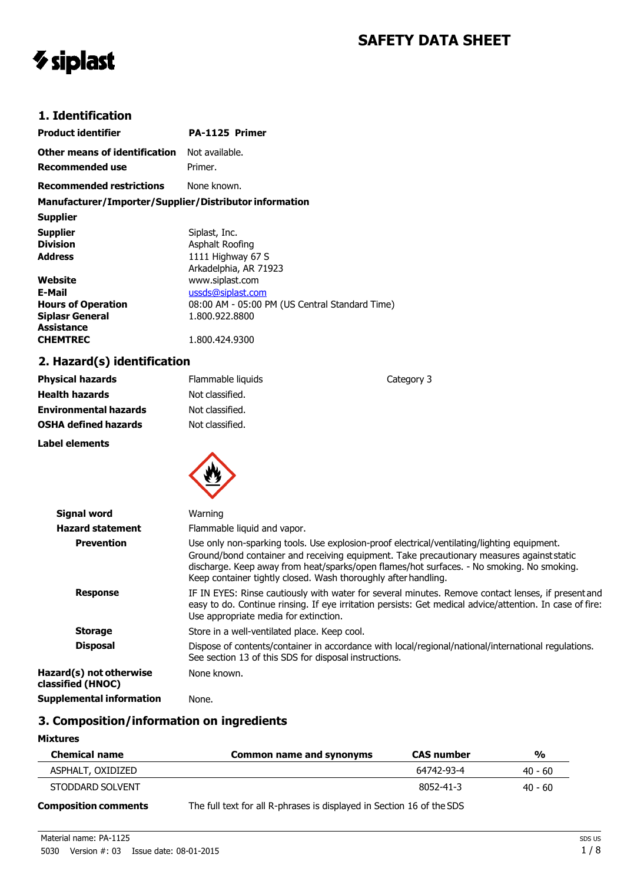# SAFETY DATA SHEET

siplast

## 1. Identification

| | |
|---|---|
| **Product identifier** | **PA-1125 Primer** |
| **Other means of identification** | Not available. |
| **Recommended use** | Primer. |
| **Recommended restrictions** | None known. |

**Manufacturer/Importer/Supplier/Distributor information**

**Supplier**

| | |
|---|---|
| **Supplier** | Siplast, Inc. |
| **Division** | Asphalt Roofing |
| **Address** | 1111 Highway 67 S<br>Arkadelphia, AR 71923 |
| **Website** | www.siplast.com |
| **E-Mail** | ussds@siplast.com |
| **Hours of Operation** | 08:00 AM - 05:00 PM (US Central Standard Time) |
| **Siplasr General Assistance** | 1.800.922.8800 |
| **CHEMTREC** | 1.800.424.9300 |

## 2. Hazard(s) identification

| | | |
|---|---|---|
| **Physical hazards** | Flammable liquids | Category 3 |
| **Health hazards** | Not classified. | |
| **Environmental hazards** | Not classified. | |
| **OSHA defined hazards** | Not classified. | |

**Label elements**

**Signal word** Warning

**Hazard statement** Flammable liquid and vapor.

**Prevention** Use only non-sparking tools. Use explosion-proof electrical/ventilating/lighting equipment. Ground/bond container and receiving equipment. Take precautionary measures against static discharge. Keep away from heat/sparks/open flames/hot surfaces. - No smoking. No smoking. Keep container tightly closed. Wash thoroughly after handling.

**Response** IF IN EYES: Rinse cautiously with water for several minutes. Remove contact lenses, if present and easy to do. Continue rinsing. If eye irritation persists: Get medical advice/attention. In case of fire: Use appropriate media for extinction.

**Storage** Store in a well-ventilated place. Keep cool.

**Disposal** Dispose of contents/container in accordance with local/regional/national/international regulations. See section 13 of this SDS for disposal instructions.

**Hazard(s) not otherwise classified (HNOC)** None known.

**Supplemental information** None.

## 3. Composition/information on ingredients

**Mixtures**

| Chemical name | Common name and synonyms | CAS number | % |
|---|---|---|---|
| ASPHALT, OXIDIZED | | 64742-93-4 | 40 - 60 |
| STODDARD SOLVENT | | 8052-41-3 | 40 - 60 |

**Composition comments** The full text for all R-phrases is displayed in Section 16 of the SDS

Material name: PA-1125

5030 Version #: 03 Issue date: 08-01-2015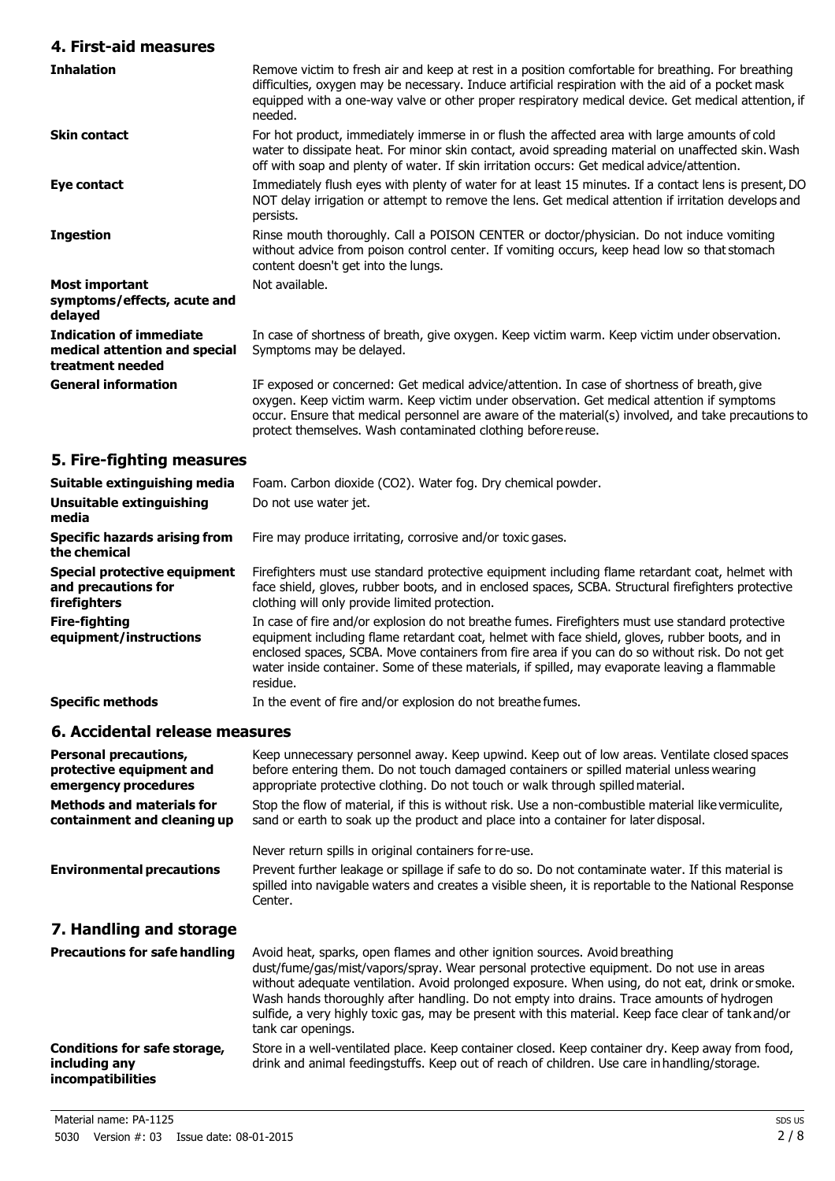## 4. First-aid measures

| | |
|---|---|
| **Inhalation** | Remove victim to fresh air and keep at rest in a position comfortable for breathing. For breathing difficulties, oxygen may be necessary. Induce artificial respiration with the aid of a pocket mask equipped with a one-way valve or other proper respiratory medical device. Get medical attention, if needed. |
| **Skin contact** | For hot product, immediately immerse in or flush the affected area with large amounts of cold water to dissipate heat. For minor skin contact, avoid spreading material on unaffected skin. Wash off with soap and plenty of water. If skin irritation occurs: Get medical advice/attention. |
| **Eye contact** | Immediately flush eyes with plenty of water for at least 15 minutes. If a contact lens is present, DO NOT delay irrigation or attempt to remove the lens. Get medical attention if irritation develops and persists. |
| **Ingestion** | Rinse mouth thoroughly. Call a POISON CENTER or doctor/physician. Do not induce vomiting without advice from poison control center. If vomiting occurs, keep head low so that stomach content doesn't get into the lungs. |
| **Most important symptoms/effects, acute and delayed** | Not available. |
| **Indication of immediate medical attention and special treatment needed** | In case of shortness of breath, give oxygen. Keep victim warm. Keep victim under observation. Symptoms may be delayed. |
| **General information** | IF exposed or concerned: Get medical advice/attention. In case of shortness of breath, give oxygen. Keep victim warm. Keep victim under observation. Get medical attention if symptoms occur. Ensure that medical personnel are aware of the material(s) involved, and take precautions to protect themselves. Wash contaminated clothing before reuse. |

## 5. Fire-fighting measures

| | |
|---|---|
| **Suitable extinguishing media** | Foam. Carbon dioxide ($CO_2$). Water fog. Dry chemical powder. |
| **Unsuitable extinguishing media** | Do not use water jet. |
| **Specific hazards arising from the chemical** | Fire may produce irritating, corrosive and/or toxic gases. |
| **Special protective equipment and precautions for firefighters** | Firefighters must use standard protective equipment including flame retardant coat, helmet with face shield, gloves, rubber boots, and in enclosed spaces, SCBA. Structural firefighters protective clothing will only provide limited protection. |
| **Fire-fighting equipment/instructions** | In case of fire and/or explosion do not breathe fumes. Firefighters must use standard protective equipment including flame retardant coat, helmet with face shield, gloves, rubber boots, and in enclosed spaces, SCBA. Move containers from fire area if you can do so without risk. Do not get water inside container. Some of these materials, if spilled, may evaporate leaving a flammable residue. |
| **Specific methods** | In the event of fire and/or explosion do not breathe the fumes. |

## 6. Accidental release measures

| | |
|---|---|
| **Personal precautions, protective equipment and emergency procedures** | Keep unnecessary personnel away. Keep upwind. Keep out of low areas. Ventilate closed spaces before entering them. Do not touch damaged containers or spilled material unless wearing appropriate protective clothing. Do not touch or walk through spilled material. |
| **Methods and materials for containment and cleaning up** | Stop the flow of material, if this is without risk. Use a non-combustible material like vermiculite, sand or earth to soak up the product and place into a container for later disposal.<br><br>Never return spills in original containers for re-use. |
| **Environmental precautions** | Prevent further leakage or spillage if safe to do so. Do not contaminate water. If this material is spilled into navigable waters and creates a visible sheen, it is reportable to the National Response Center. |

## 7. Handling and storage

| | |
|---|---|
| **Precautions for safe handling** | Avoid heat, sparks, open flames and other ignition sources. Avoid breathing dust/fume/gas/mist/vapors/spray. Wear personal protective equipment. Do not use in areas without adequate ventilation. Avoid prolonged exposure. When using, do not eat, drink or smoke. Wash hands thoroughly after handling. Do not empty into drains. Trace amounts of hydrogen sulfide, a very highly toxic gas, may be present with this material. Keep face clear of tank and/or tank car openings. |
| **Conditions for safe storage, including any incompatibilities** | Store in a well-ventilated place. Keep container closed. Keep container dry. Keep away from food, drink and animal feedingstuffs. Keep out of reach of children. Use care in handling/storage. |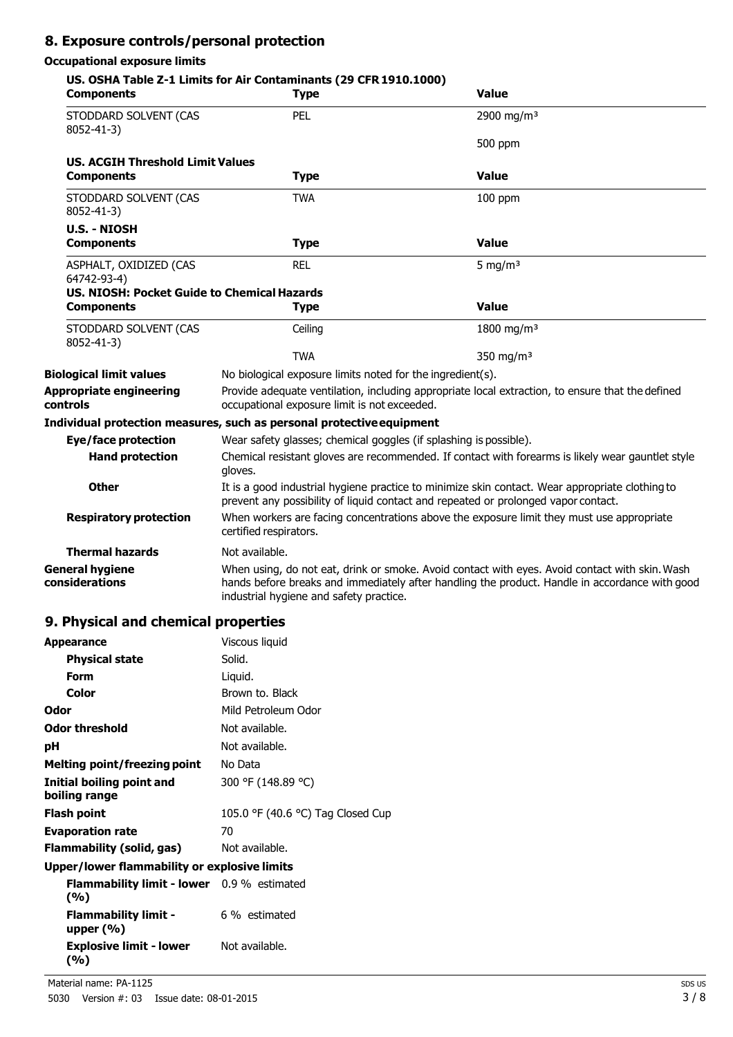## 8. Exposure controls/personal protection

### Occupational exposure limits

**US. OSHA Table Z-1 Limits for Air Contaminants (29 CFR 1910.1000)**

| Components | Type | Value |
|---|---|---|
| STODDARD SOLVENT (CAS 8052-41-3) | PEL | 2900 mg/m³ |
| | | 500 ppm |

**US. ACGIH Threshold Limit Values**

| Components | Type | Value |
|---|---|---|
| STODDARD SOLVENT (CAS 8052-41-3) | TWA | 100 ppm |

**U.S. - NIOSH**

| Components | Type | Value |
|---|---|---|
| ASPHALT, OXIDIZED (CAS 64742-93-4) | REL | 5 mg/m³ |

**US. NIOSH: Pocket Guide to Chemical Hazards**

| Components | Type | Value |
|---|---|---|
| STODDARD SOLVENT (CAS 8052-41-3) | Ceiling | 1800 mg/m³ |
| | TWA | 350 mg/m³ |

**Biological limit values** No biological exposure limits noted for the ingredient(s).

**Appropriate engineering controls** Provide adequate ventilation, including appropriate local extraction, to ensure that the defined occupational exposure limit is not exceeded.

### Individual protection measures, such as personal protective equipment

**Eye/face protection** Wear safety glasses; chemical goggles (if splashing is possible).

**Hand protection** Chemical resistant gloves are recommended. If contact with forearms is likely wear gauntlet style gloves.

**Other** It is a good industrial hygiene practice to minimize skin contact. Wear appropriate clothing to prevent any possibility of liquid contact and repeated or prolonged vapor contact.

**Respiratory protection** When workers are facing concentrations above the exposure limit they must use appropriate certified respirators.

**Thermal hazards** Not available.

**General hygiene considerations** When using, do not eat, drink or smoke. Avoid contact with eyes. Avoid contact with skin. Wash hands before breaks and immediately after handling the product. Handle in accordance with good industrial hygiene and safety practice.

## 9. Physical and chemical properties

| | |
|---|---|
| **Appearance** | Viscous liquid |
| **Physical state** | Solid. |
| **Form** | Liquid. |
| **Color** | Brown to. Black |
| **Odor** | Mild Petroleum Odor |
| **Odor threshold** | Not available. |
| **pH** | Not available. |
| **Melting point/freezing point** | No Data |
| **Initial boiling point and boiling range** | 300 °F (148.89 °C) |
| **Flash point** | 105.0 °F (40.6 °C) Tag Closed Cup |
| **Evaporation rate** | 70 |
| **Flammability (solid, gas)** | Not available. |

**Upper/lower flammability or explosive limits**

| | |
|---|---|
| **Flammability limit - lower (%)** | 0.9 % estimated |
| **Flammability limit - upper (%)** | 6 % estimated |
| **Explosive limit - lower (%)** | Not available. |

Material name: PA-1125

5030 Version #: 03 Issue date: 08-01-2015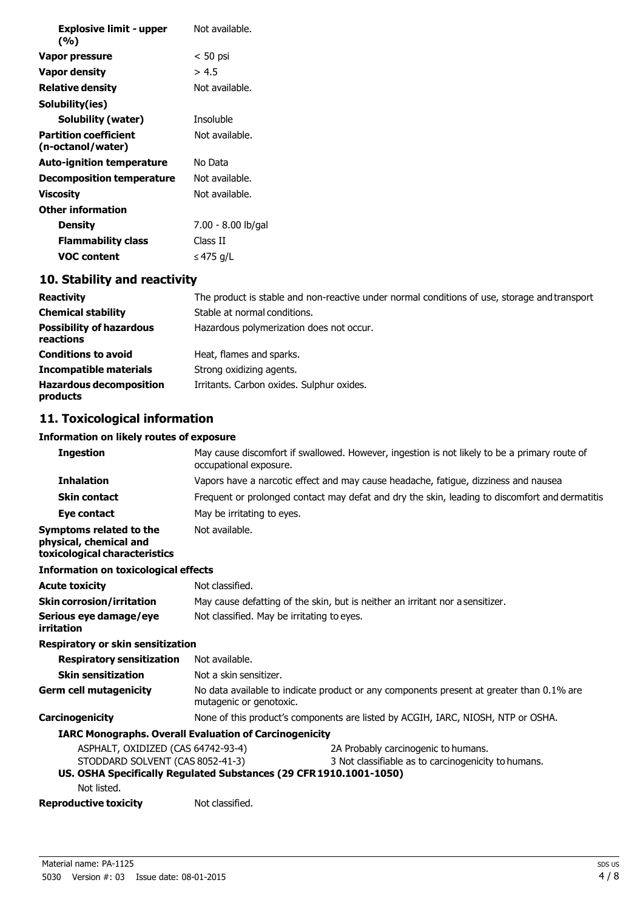| | |
|---|---|
| **Explosive limit - upper (%)** | Not available. |
| **Vapor pressure** | < 50 psi |
| **Vapor density** | > 4.5 |
| **Relative density** | Not available. |
| **Solubility(ies)** | |
| **Solubility (water)** | Insoluble |
| **Partition coefficient (n-octanol/water)** | Not available. |
| **Auto-ignition temperature** | No Data |
| **Decomposition temperature** | Not available. |
| **Viscosity** | Not available. |
| **Other information** | |
| **Density** | 7.00 - 8.00 lb/gal |
| **Flammability class** | Class II |
| **VOC content** | ≤ 475 g/L |

## 10. Stability and reactivity

| | |
|---|---|
| **Reactivity** | The product is stable and non-reactive under normal conditions of use, storage and transport |
| **Chemical stability** | Stable at normal conditions. |
| **Possibility of hazardous reactions** | Hazardous polymerization does not occur. |
| **Conditions to avoid** | Heat, flames and sparks. |
| **Incompatible materials** | Strong oxidizing agents. |
| **Hazardous decomposition products** | Irritants. Carbon oxides. Sulphur oxides. |

## 11. Toxicological information

**Information on likely routes of exposure**

| | |
|---|---|
| **Ingestion** | May cause discomfort if swallowed. However, ingestion is not likely to be a primary route of occupational exposure. |
| **Inhalation** | Vapors have a narcotic effect and may cause headache, fatigue, dizziness and nausea |
| **Skin contact** | Frequent or prolonged contact may defat and dry the skin, leading to discomfort and dermatitis |
| **Eye contact** | May be irritating to eyes. |
| **Symptoms related to the physical, chemical and toxicological characteristics** | Not available. |

**Information on toxicological effects**

| | |
|---|---|
| **Acute toxicity** | Not classified. |
| **Skin corrosion/irritation** | May cause defatting of the skin, but is neither an irritant nor a sensitizer. |
| **Serious eye damage/eye irritation** | Not classified. May be irritating to eyes. |
| **Respiratory or skin sensitization** | |
| **Respiratory sensitization** | Not available. |
| **Skin sensitization** | Not a skin sensitizer. |
| **Germ cell mutagenicity** | No data available to indicate product or any components present at greater than 0.1% are mutagenic or genotoxic. |
| **Carcinogenicity** | None of this product's components are listed by ACGIH, IARC, NIOSH, NTP or OSHA. |

**IARC Monographs. Overall Evaluation of Carcinogenicity**

| | |
|---|---|
| ASPHALT, OXIDIZED (CAS 64742-93-4) | 2A Probably carcinogenic to humans. |
| STODDARD SOLVENT (CAS 8052-41-3) | 3 Not classifiable as to carcinogenicity to humans. |

**US. OSHA Specifically Regulated Substances (29 CFR 1910.1001-1050)**

Not listed.

| | |
|---|---|
| **Reproductive toxicity** | Not classified. |

Material name: PA-1125

5030 Version #: 03 Issue date: 08-01-2015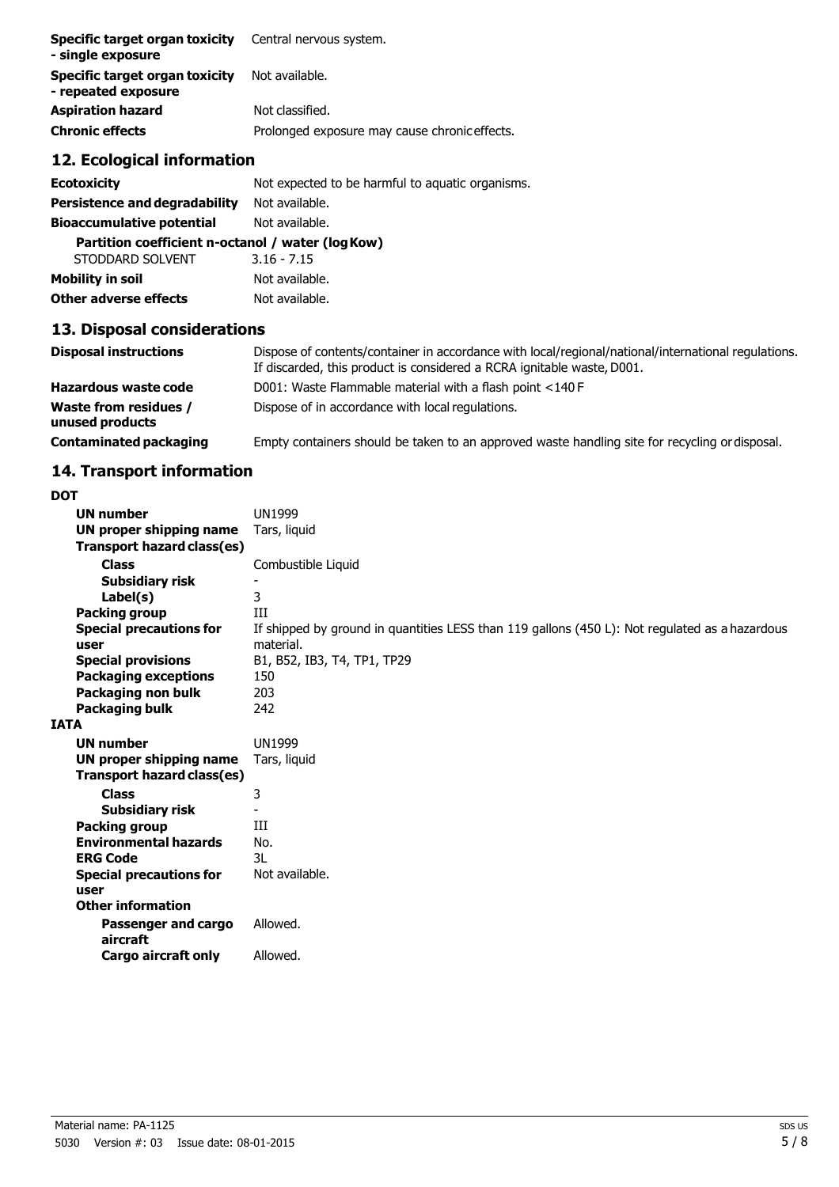| | |
|---|---|
| **Specific target organ toxicity - single exposure** | Central nervous system. |
| **Specific target organ toxicity - repeated exposure** | Not available. |
| **Aspiration hazard** | Not classified. |
| **Chronic effects** | Prolonged exposure may cause chronic effects. |

## 12. Ecological information

| | |
|---|---|
| **Ecotoxicity** | Not expected to be harmful to aquatic organisms. |
| **Persistence and degradability** | Not available. |
| **Bioaccumulative potential** | Not available. |
| **Partition coefficient n-octanol / water (log Kow)** | |
| STODDARD SOLVENT | 3.16 - 7.15 |
| **Mobility in soil** | Not available. |
| **Other adverse effects** | Not available. |

## 13. Disposal considerations

| | |
|---|---|
| **Disposal instructions** | Dispose of contents/container in accordance with local/regional/national/international regulations. If discarded, this product is considered a RCRA ignitable waste, D001. |
| **Hazardous waste code** | D001: Waste Flammable material with a flash point <140 F |
| **Waste from residues / unused products** | Dispose of in accordance with local regulations. |
| **Contaminated packaging** | Empty containers should be taken to an approved waste handling site for recycling or disposal. |

## 14. Transport information

**DOT**

| | |
|---|---|
| **UN number** | UN1999 |
| **UN proper shipping name** | Tars, liquid |
| **Transport hazard class(es)** | |
| **Class** | Combustible Liquid |
| **Subsidiary risk** | - |
| **Label(s)** | 3 |
| **Packing group** | III |
| **Special precautions for user** | If shipped by ground in quantities LESS than 119 gallons (450 L): Not regulated as a hazardous material. |
| **Special provisions** | B1, B52, IB3, T4, TP1, TP29 |
| **Packaging exceptions** | 150 |
| **Packaging non bulk** | 203 |
| **Packaging bulk** | 242 |

**IATA**

| | |
|---|---|
| **UN number** | UN1999 |
| **UN proper shipping name** | Tars, liquid |
| **Transport hazard class(es)** | |
| **Class** | 3 |
| **Subsidiary risk** | - |
| **Packing group** | III |
| **Environmental hazards** | No. |
| **ERG Code** | 3L |
| **Special precautions for user** | Not available. |
| **Other information** | |
| **Passenger and cargo aircraft** | Allowed. |
| **Cargo aircraft only** | Allowed. |

Material name: PA-1125

5030 Version #: 03 Issue date: 08-01-2015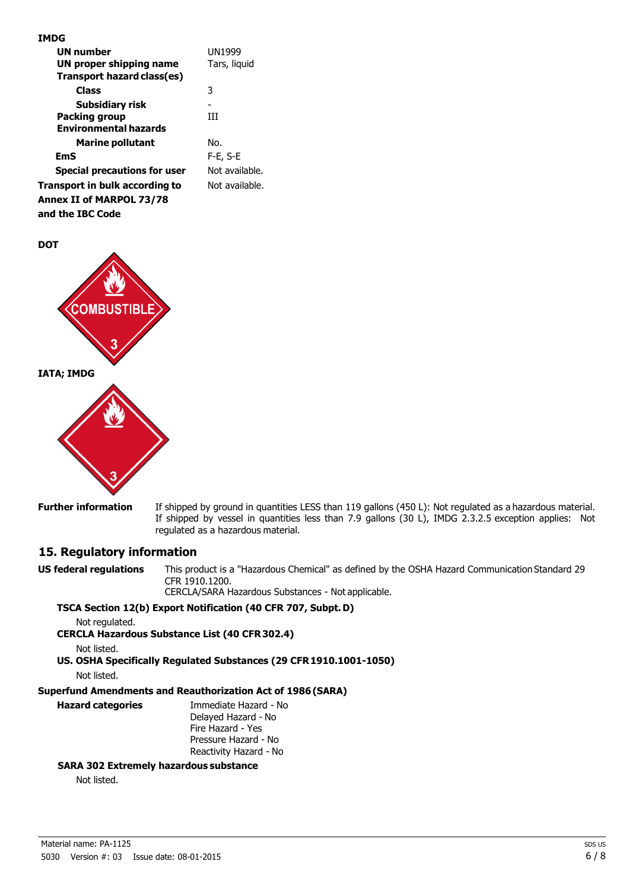**IMDG**

| | |
|---|---|
| **UN number** | UN1999 |
| **UN proper shipping name** | Tars, liquid |
| **Transport hazard class(es)** | |
| **Class** | 3 |
| **Subsidiary risk** | - |
| **Packing group** | III |
| **Environmental hazards** | |
| **Marine pollutant** | No. |
| **EmS** | F-E, S-E |
| **Special precautions for user** | Not available. |
| **Transport in bulk according to Annex II of MARPOL 73/78 and the IBC Code** | Not available. |

**DOT**

**IATA; IMDG**

**Further information** If shipped by ground in quantities LESS than 119 gallons (450 L): Not regulated as a hazardous material. If shipped by vessel in quantities less than 7.9 gallons (30 L), IMDG 2.3.2.5 exception applies: Not regulated as a hazardous material.

## 15. Regulatory information

**US federal regulations** This product is a "Hazardous Chemical" as defined by the OSHA Hazard Communication Standard 29 CFR 1910.1200.
CERCLA/SARA Hazardous Substances - Not applicable.

**TSCA Section 12(b) Export Notification (40 CFR 707, Subpt. D)**

Not regulated.

**CERCLA Hazardous Substance List (40 CFR 302.4)**

Not listed.

**US. OSHA Specifically Regulated Substances (29 CFR 1910.1001-1050)**

Not listed.

**Superfund Amendments and Reauthorization Act of 1986 (SARA)**

**Hazard categories**
Immediate Hazard - No
Delayed Hazard - No
Fire Hazard - Yes
Pressure Hazard - No
Reactivity Hazard - No

**SARA 302 Extremely hazardous substance**

Not listed.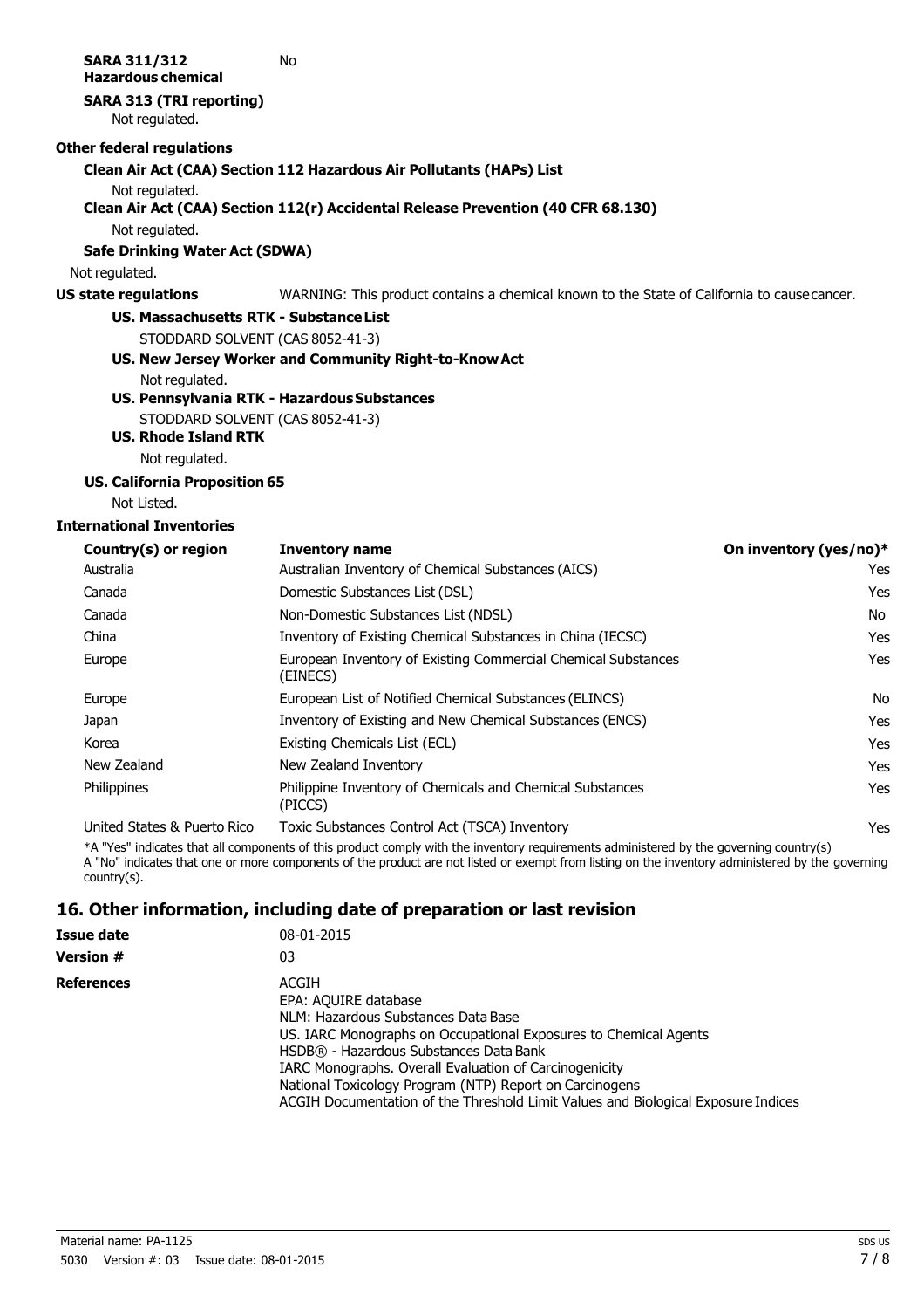**SARA 311/312 Hazardous chemical** No

**SARA 313 (TRI reporting)**

Not regulated.

**Other federal regulations**

**Clean Air Act (CAA) Section 112 Hazardous Air Pollutants (HAPs) List**

Not regulated.

**Clean Air Act (CAA) Section 112(r) Accidental Release Prevention (40 CFR 68.130)**

Not regulated.

**Safe Drinking Water Act (SDWA)**

Not regulated.

**US state regulations** WARNING: This product contains a chemical known to the State of California to cause cancer.

**US. Massachusetts RTK - Substance List**

STODDARD SOLVENT (CAS 8052-41-3)

**US. New Jersey Worker and Community Right-to-Know Act**

Not regulated.

**US. Pennsylvania RTK - Hazardous Substances**

STODDARD SOLVENT (CAS 8052-41-3)

**US. Rhode Island RTK**

Not regulated.

**US. California Proposition 65**

Not Listed.

**International Inventories**

| Country(s) or region | Inventory name | On inventory (yes/no)* |
|---|---|---|
| Australia | Australian Inventory of Chemical Substances (AICS) | Yes |
| Canada | Domestic Substances List (DSL) | Yes |
| Canada | Non-Domestic Substances List (NDSL) | No |
| China | Inventory of Existing Chemical Substances in China (IECSC) | Yes |
| Europe | European Inventory of Existing Commercial Chemical Substances (EINECS) | Yes |
| Europe | European List of Notified Chemical Substances (ELINCS) | No |
| Japan | Inventory of Existing and New Chemical Substances (ENCS) | Yes |
| Korea | Existing Chemicals List (ECL) | Yes |
| New Zealand | New Zealand Inventory | Yes |
| Philippines | Philippine Inventory of Chemicals and Chemical Substances (PICCS) | Yes |
| United States & Puerto Rico | Toxic Substances Control Act (TSCA) Inventory | Yes |

*A "Yes" indicates that all components of this product comply with the inventory requirements administered by the governing country(s)
A "No" indicates that one or more components of the product are not listed or exempt from listing on the inventory administered by the governing country(s).

## 16. Other information, including date of preparation or last revision

**Issue date** 08-01-2015

**Version #** 03

**References**

ACGIH
EPA: AQUIRE database
NLM: Hazardous Substances Data Base
US. IARC Monographs on Occupational Exposures to Chemical Agents
HSDB® - Hazardous Substances Data Bank
IARC Monographs. Overall Evaluation of Carcinogenicity
National Toxicology Program (NTP) Report on Carcinogens
ACGIH Documentation of the Threshold Limit Values and Biological Exposure Indices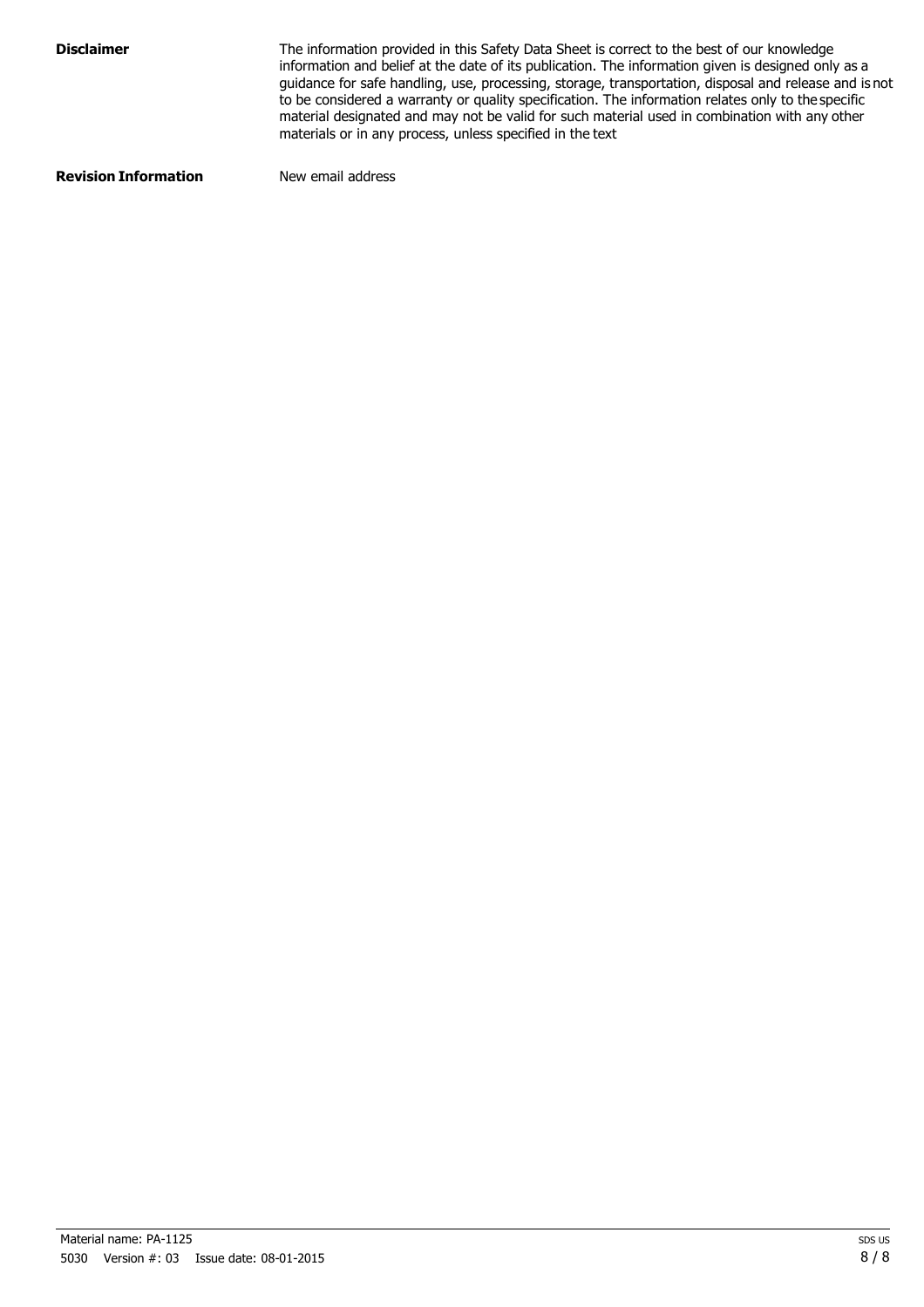**Disclaimer**

The information provided in this Safety Data Sheet is correct to the best of our knowledge information and belief at the date of its publication. The information given is designed only as a guidance for safe handling, use, processing, storage, transportation, disposal and release and is not to be considered a warranty or quality specification. The information relates only to the specific material designated and may not be valid for such material used in combination with any other materials or in any process, unless specified in the text

**Revision Information**

New email address